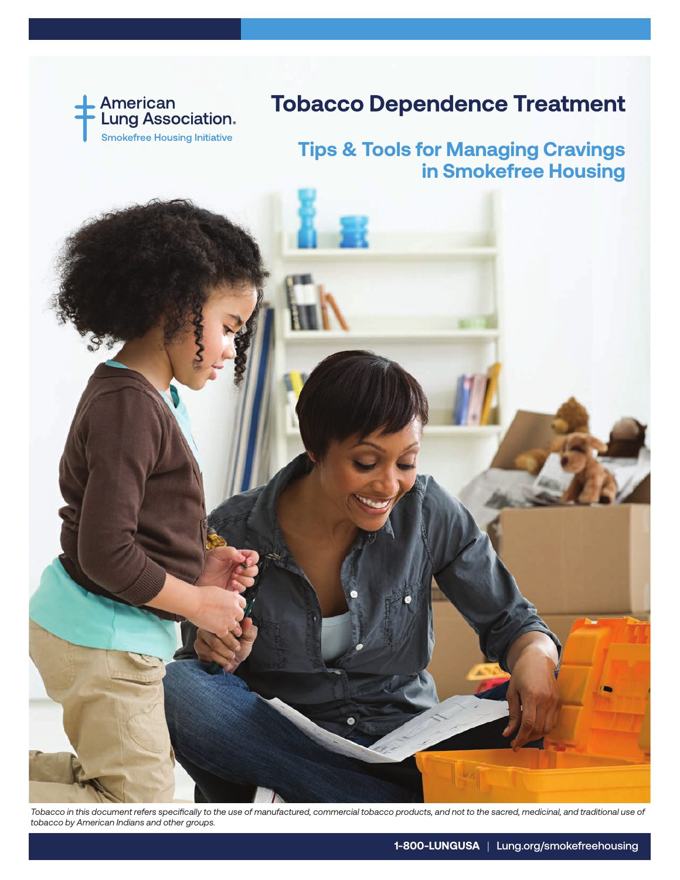American Lung Association.
Smokefree Housing Initiative

# Tobacco Dependence Treatment

## Tips & Tools for Managing Cravings in Smokefree Housing

*Tobacco in this document refers specifically to the use of manufactured, commercial tobacco products, and not to the sacred, medicinal, and traditional use of tobacco by American Indians and other groups.*

**1-800-LUNGUSA** | Lung.org/smokefreehousing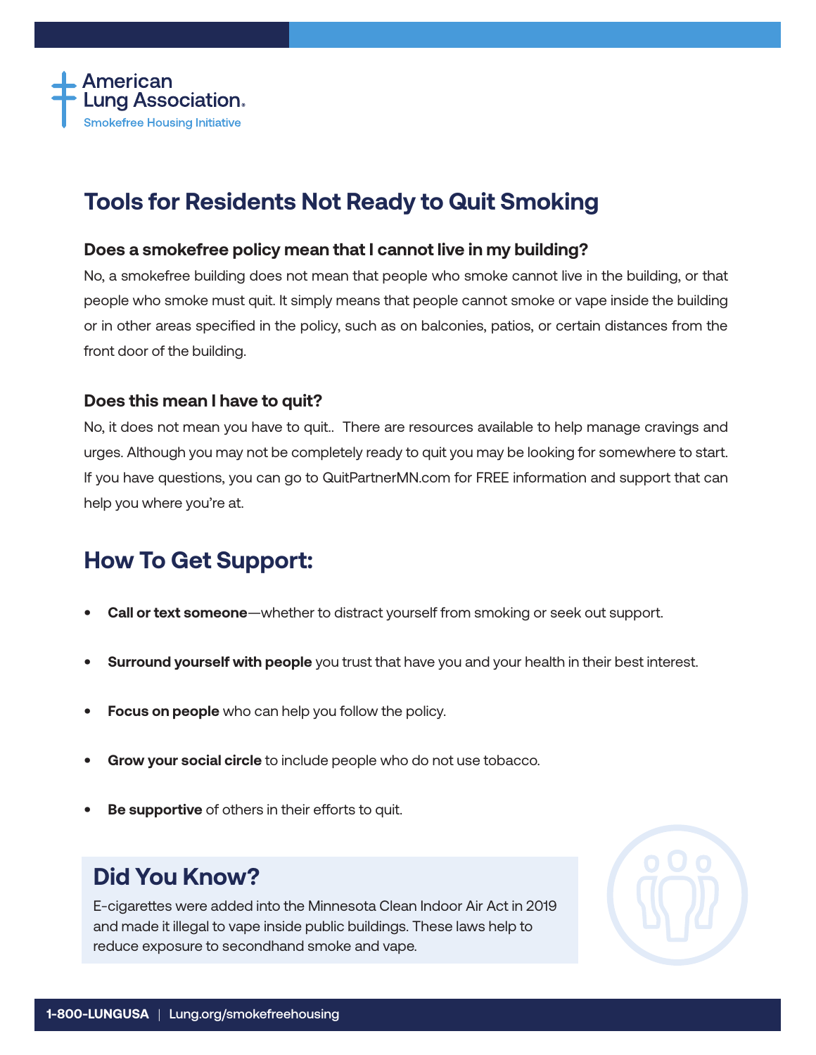American Lung Association.
Smokefree Housing Initiative

# Tools for Residents Not Ready to Quit Smoking

### Does a smokefree policy mean that I cannot live in my building?

No, a smokefree building does not mean that people who smoke cannot live in the building, or that people who smoke must quit. It simply means that people cannot smoke or vape inside the building or in other areas specified in the policy, such as on balconies, patios, or certain distances from the front door of the building.

### Does this mean I have to quit?

No, it does not mean you have to quit.. There are resources available to help manage cravings and urges. Although you may not be completely ready to quit you may be looking for somewhere to start. If you have questions, you can go to QuitPartnerMN.com for FREE information and support that can help you where you're at.

## How To Get Support:

- **Call or text someone**—whether to distract yourself from smoking or seek out support.
- **Surround yourself with people** you trust that have you and your health in their best interest.
- **Focus on people** who can help you follow the policy.
- **Grow your social circle** to include people who do not use tobacco.
- **Be supportive** of others in their efforts to quit.

## Did You Know?

E-cigarettes were added into the Minnesota Clean Indoor Air Act in 2019 and made it illegal to vape inside public buildings. These laws help to reduce exposure to secondhand smoke and vape.

**1-800-LUNGUSA** | Lung.org/smokefreehousing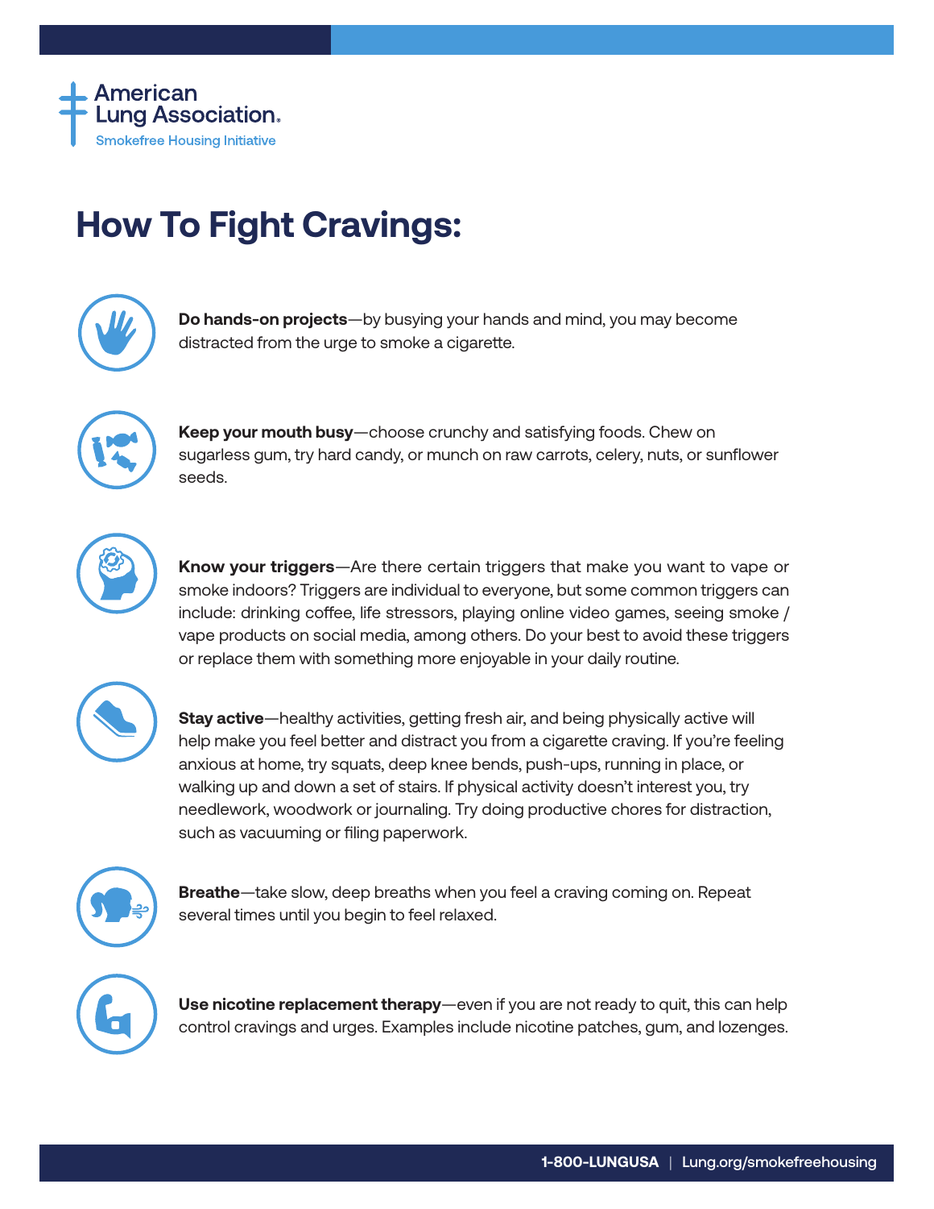American Lung Association.
Smokefree Housing Initiative

# How To Fight Cravings:

**Do hands-on projects**—by busying your hands and mind, you may become distracted from the urge to smoke a cigarette.

**Keep your mouth busy**—choose crunchy and satisfying foods. Chew on sugarless gum, try hard candy, or munch on raw carrots, celery, nuts, or sunflower seeds.

**Know your triggers**—Are there certain triggers that make you want to vape or smoke indoors? Triggers are individual to everyone, but some common triggers can include: drinking coffee, life stressors, playing online video games, seeing smoke / vape products on social media, among others. Do your best to avoid these triggers or replace them with something more enjoyable in your daily routine.

**Stay active**—healthy activities, getting fresh air, and being physically active will help make you feel better and distract you from a cigarette craving. If you're feeling anxious at home, try squats, deep knee bends, push-ups, running in place, or walking up and down a set of stairs. If physical activity doesn't interest you, try needlework, woodwork or journaling. Try doing productive chores for distraction, such as vacuuming or filing paperwork.

**Breathe**—take slow, deep breaths when you feel a craving coming on. Repeat several times until you begin to feel relaxed.

**Use nicotine replacement therapy**—even if you are not ready to quit, this can help control cravings and urges. Examples include nicotine patches, gum, and lozenges.

**1-800-LUNGUSA** | Lung.org/smokefreehousing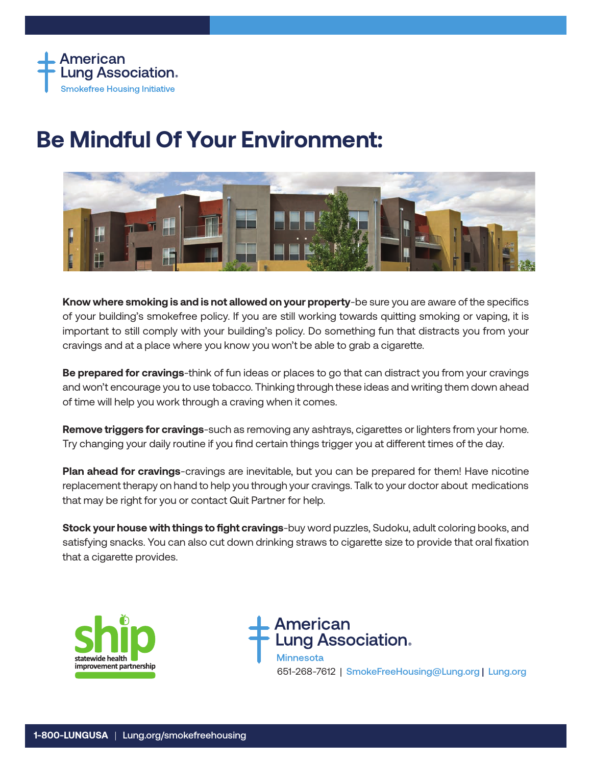American Lung Association.
Smokefree Housing Initiative

# Be Mindful Of Your Environment:

**Know where smoking is and is not allowed on your property**-be sure you are aware of the specifics of your building's smokefree policy. If you are still working towards quitting smoking or vaping, it is important to still comply with your building's policy. Do something fun that distracts you from your cravings and at a place where you know you won't be able to grab a cigarette.

**Be prepared for cravings**-think of fun ideas or places to go that can distract you from your cravings and won't encourage you to use tobacco. Thinking through these ideas and writing them down ahead of time will help you work through a craving when it comes.

**Remove triggers for cravings**-such as removing any ashtrays, cigarettes or lighters from your home. Try changing your daily routine if you find certain things trigger you at different times of the day.

**Plan ahead for cravings**-cravings are inevitable, but you can be prepared for them! Have nicotine replacement therapy on hand to help you through your cravings. Talk to your doctor about medications that may be right for you or contact Quit Partner for help.

**Stock your house with things to fight cravings**-buy word puzzles, Sudoku, adult coloring books, and satisfying snacks. You can also cut down drinking straws to cigarette size to provide that oral fixation that a cigarette provides.

ship
statewide health improvement partnership

American Lung Association.
Minnesota
651-268-7612 | SmokeFreeHousing@Lung.org | Lung.org

**1-800-LUNGUSA** | Lung.org/smokefreehousing